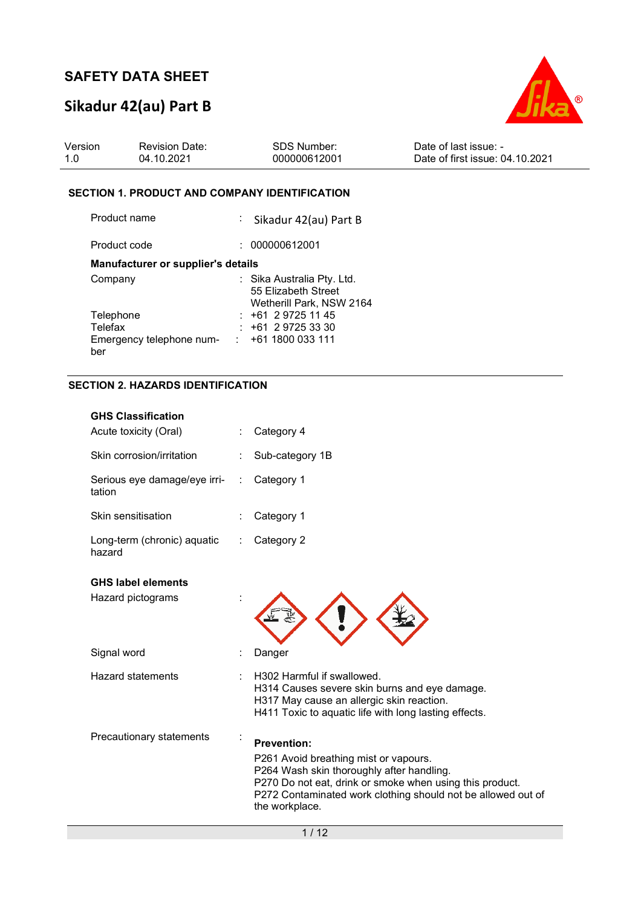# SAFETY DATA SHEET

# Sikadur 42(au) Part B

| Version | Revision Date: | SDS Number: | Date of last issue: - |
|---|---|---|---|
| 1.0 | 04.10.2021 | 000000612001 | Date of first issue: 04.10.2021 |

## SECTION 1. PRODUCT AND COMPANY IDENTIFICATION

Product name : Sikadur 42(au) Part B

Product code : 000000612001

**Manufacturer or supplier's details**

Company : Sika Australia Pty. Ltd.
55 Elizabeth Street
Wetherill Park, NSW 2164

Telephone : +61 2 9725 11 45

Telefax : +61 2 9725 33 30

Emergency telephone number : +61 1800 033 111

## SECTION 2. HAZARDS IDENTIFICATION

**GHS Classification**

Acute toxicity (Oral) : Category 4

Skin corrosion/irritation : Sub-category 1B

Serious eye damage/eye irritation : Category 1

Skin sensitisation : Category 1

Long-term (chronic) aquatic hazard : Category 2

**GHS label elements**

Hazard pictograms :

Signal word : Danger

Hazard statements :
H302 Harmful if swallowed.
H314 Causes severe skin burns and eye damage.
H317 May cause an allergic skin reaction.
H411 Toxic to aquatic life with long lasting effects.

Precautionary statements :

**Prevention:**

P261 Avoid breathing mist or vapours.
P264 Wash skin thoroughly after handling.
P270 Do not eat, drink or smoke when using this product.
P272 Contaminated work clothing should not be allowed out of the workplace.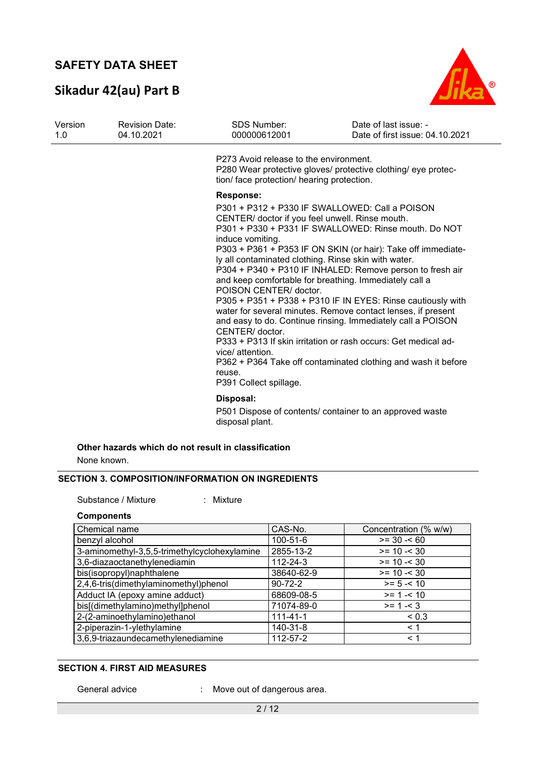P273 Avoid release to the environment.
P280 Wear protective gloves/ protective clothing/ eye protection/ face protection/ hearing protection.

**Response:**

P301 + P312 + P330 IF SWALLOWED: Call a POISON CENTER/ doctor if you feel unwell. Rinse mouth.
P301 + P330 + P331 IF SWALLOWED: Rinse mouth. Do NOT induce vomiting.
P303 + P361 + P353 IF ON SKIN (or hair): Take off immediately all contaminated clothing. Rinse skin with water.
P304 + P340 + P310 IF INHALED: Remove person to fresh air and keep comfortable for breathing. Immediately call a POISON CENTER/ doctor.
P305 + P351 + P338 + P310 IF IN EYES: Rinse cautiously with water for several minutes. Remove contact lenses, if present and easy to do. Continue rinsing. Immediately call a POISON CENTER/ doctor.
P333 + P313 If skin irritation or rash occurs: Get medical advice/ attention.
P362 + P364 Take off contaminated clothing and wash it before reuse.
P391 Collect spillage.

**Disposal:**

P501 Dispose of contents/ container to an approved waste disposal plant.

**Other hazards which do not result in classification**

None known.

## SECTION 3. COMPOSITION/INFORMATION ON INGREDIENTS

Substance / Mixture : Mixture

**Components**

| Chemical name | CAS-No. | Concentration (% w/w) |
|---|---|---|
| benzyl alcohol | 100-51-6 | >= 30 -< 60 |
| 3-aminomethyl-3,5,5-trimethylcyclohexylamine | 2855-13-2 | >= 10 -< 30 |
| 3,6-diazaoctanethylenediamin | 112-24-3 | >= 10 -< 30 |
| bis(isopropyl)naphthalene | 38640-62-9 | >= 10 -< 30 |
| 2,4,6-tris(dimethylaminomethyl)phenol | 90-72-2 | >= 5 -< 10 |
| Adduct IA (epoxy amine adduct) | 68609-08-5 | >= 1 -< 10 |
| bis[(dimethylamino)methyl]phenol | 71074-89-0 | >= 1 -< 3 |
| 2-(2-aminoethylamino)ethanol | 111-41-1 | < 0.3 |
| 2-piperazin-1-ylethylamine | 140-31-8 | < 1 |
| 3,6,9-triazaundecamethylenediamine | 112-57-2 | < 1 |

## SECTION 4. FIRST AID MEASURES

General advice : Move out of dangerous area.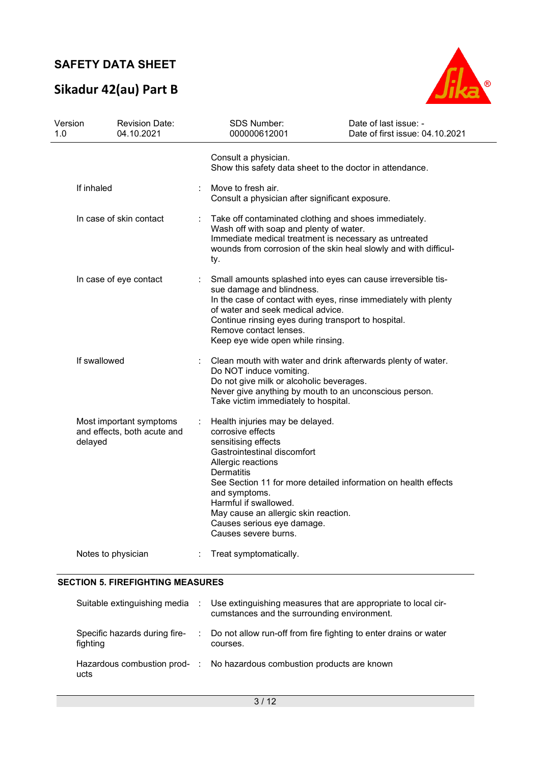| | | |
|---|---|---|
| | | Consult a physician.<br>Show this safety data sheet to the doctor in attendance. |
| If inhaled | : | Move to fresh air.<br>Consult a physician after significant exposure. |
| In case of skin contact | : | Take off contaminated clothing and shoes immediately.<br>Wash off with soap and plenty of water.<br>Immediate medical treatment is necessary as untreated wounds from corrosion of the skin heal slowly and with difficulty. |
| In case of eye contact | : | Small amounts splashed into eyes can cause irreversible tissue damage and blindness.<br>In the case of contact with eyes, rinse immediately with plenty of water and seek medical advice.<br>Continue rinsing eyes during transport to hospital.<br>Remove contact lenses.<br>Keep eye wide open while rinsing. |
| If swallowed | : | Clean mouth with water and drink afterwards plenty of water.<br>Do NOT induce vomiting.<br>Do not give milk or alcoholic beverages.<br>Never give anything by mouth to an unconscious person.<br>Take victim immediately to hospital. |
| Most important symptoms and effects, both acute and delayed | : | Health injuries may be delayed.<br>corrosive effects<br>sensitising effects<br>Gastrointestinal discomfort<br>Allergic reactions<br>Dermatitis<br>See Section 11 for more detailed information on health effects and symptoms.<br>Harmful if swallowed.<br>May cause an allergic skin reaction.<br>Causes serious eye damage.<br>Causes severe burns. |
| Notes to physician | : | Treat symptomatically. |

## SECTION 5. FIREFIGHTING MEASURES

| | | |
|---|---|---|
| Suitable extinguishing media | : | Use extinguishing measures that are appropriate to local circumstances and the surrounding environment. |
| Specific hazards during firefighting | : | Do not allow run-off from fire fighting to enter drains or water courses. |
| Hazardous combustion products | : | No hazardous combustion products are known |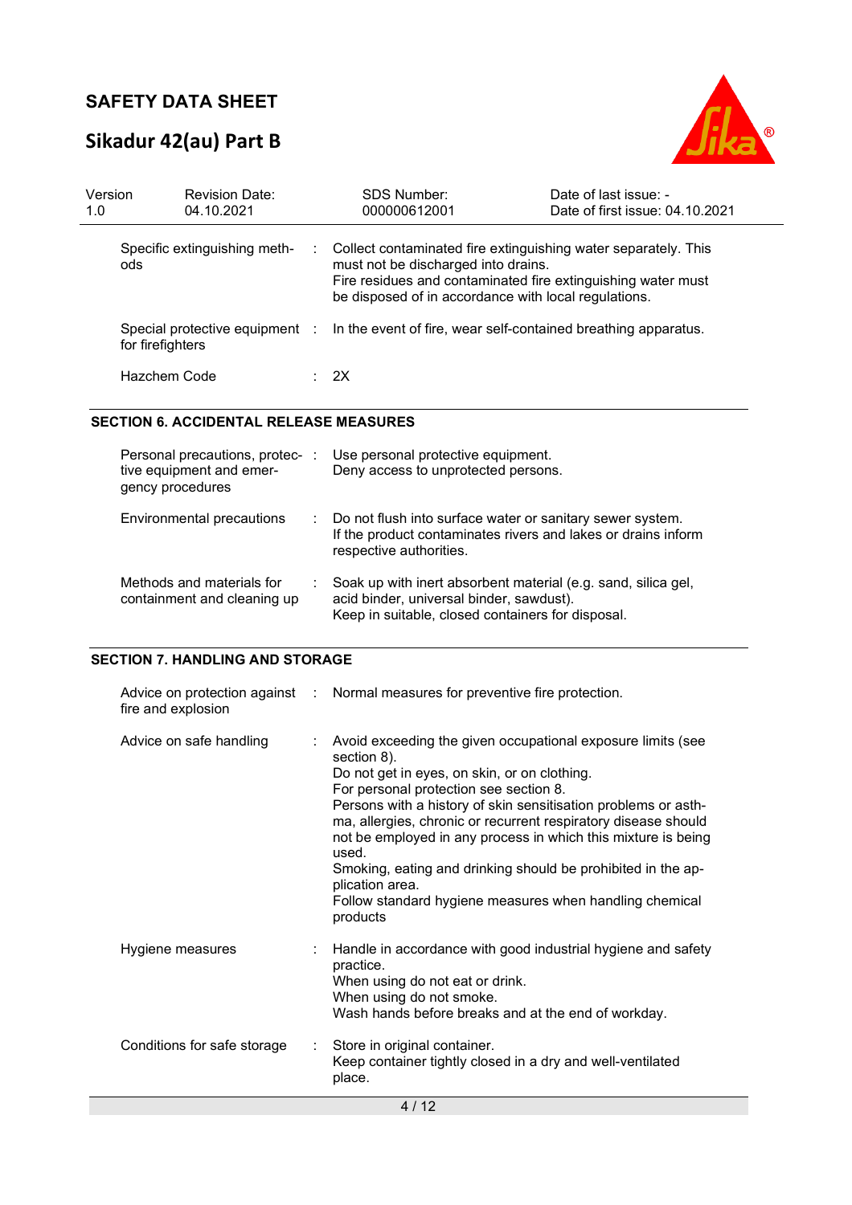| | |
|---|---|
| Specific extinguishing methods | Collect contaminated fire extinguishing water separately. This must not be discharged into drains.<br>Fire residues and contaminated fire extinguishing water must be disposed of in accordance with local regulations. |
| Special protective equipment for firefighters | In the event of fire, wear self-contained breathing apparatus. |
| Hazchem Code | 2X |

## SECTION 6. ACCIDENTAL RELEASE MEASURES

| | |
|---|---|
| Personal precautions, protective equipment and emergency procedures | Use personal protective equipment.<br>Deny access to unprotected persons. |
| Environmental precautions | Do not flush into surface water or sanitary sewer system.<br>If the product contaminates rivers and lakes or drains inform respective authorities. |
| Methods and materials for containment and cleaning up | Soak up with inert absorbent material (e.g. sand, silica gel, acid binder, universal binder, sawdust).<br>Keep in suitable, closed containers for disposal. |

## SECTION 7. HANDLING AND STORAGE

| | |
|---|---|
| Advice on protection against fire and explosion | Normal measures for preventive fire protection. |
| Advice on safe handling | Avoid exceeding the given occupational exposure limits (see section 8).<br>Do not get in eyes, on skin, or on clothing.<br>For personal protection see section 8.<br>Persons with a history of skin sensitisation problems or asthma, allergies, chronic or recurrent respiratory disease should not be employed in any process in which this mixture is being used.<br>Smoking, eating and drinking should be prohibited in the application area.<br>Follow standard hygiene measures when handling chemical products |
| Hygiene measures | Handle in accordance with good industrial hygiene and safety practice.<br>When using do not eat or drink.<br>When using do not smoke.<br>Wash hands before breaks and at the end of workday. |
| Conditions for safe storage | Store in original container.<br>Keep container tightly closed in a dry and well-ventilated place. |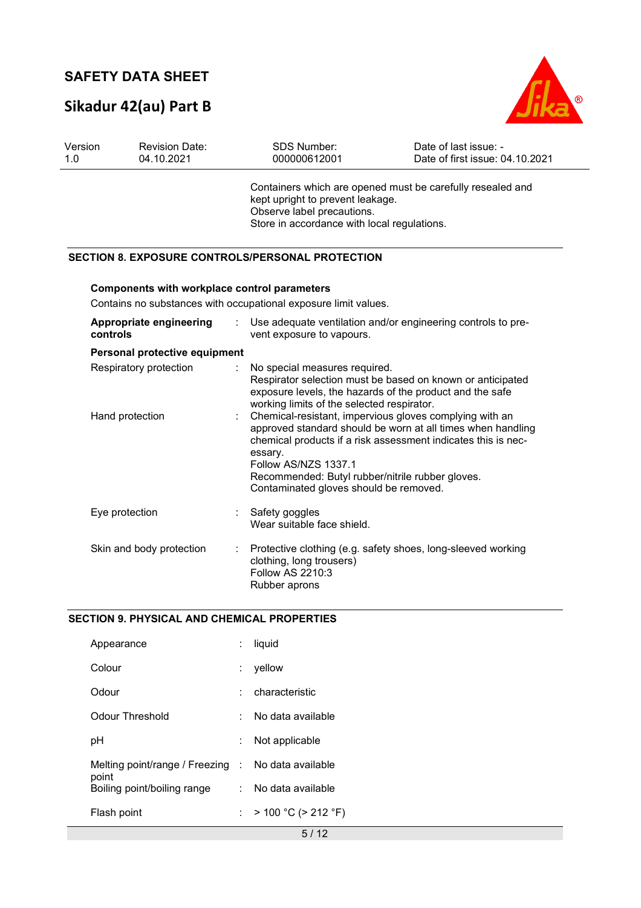Containers which are opened must be carefully resealed and kept upright to prevent leakage.
Observe label precautions.
Store in accordance with local regulations.

## SECTION 8. EXPOSURE CONTROLS/PERSONAL PROTECTION

**Components with workplace control parameters**

Contains no substances with occupational exposure limit values.

**Appropriate engineering controls** : Use adequate ventilation and/or engineering controls to prevent exposure to vapours.

**Personal protective equipment**

| | |
|---|---|
| Respiratory protection | : No special measures required.<br>Respirator selection must be based on known or anticipated exposure levels, the hazards of the product and the safe working limits of the selected respirator. |
| Hand protection | : Chemical-resistant, impervious gloves complying with an approved standard should be worn at all times when handling chemical products if a risk assessment indicates this is necessary.<br>Follow AS/NZS 1337.1<br>Recommended: Butyl rubber/nitrile rubber gloves.<br>Contaminated gloves should be removed. |
| Eye protection | : Safety goggles<br>Wear suitable face shield. |
| Skin and body protection | : Protective clothing (e.g. safety shoes, long-sleeved working clothing, long trousers)<br>Follow AS 2210:3<br>Rubber aprons |

## SECTION 9. PHYSICAL AND CHEMICAL PROPERTIES

| | |
|---|---|
| Appearance | : liquid |
| Colour | : yellow |
| Odour | : characteristic |
| Odour Threshold | : No data available |
| pH | : Not applicable |
| Melting point/range / Freezing point | : No data available |
| Boiling point/boiling range | : No data available |
| Flash point | : > 100 °C (> 212 °F) |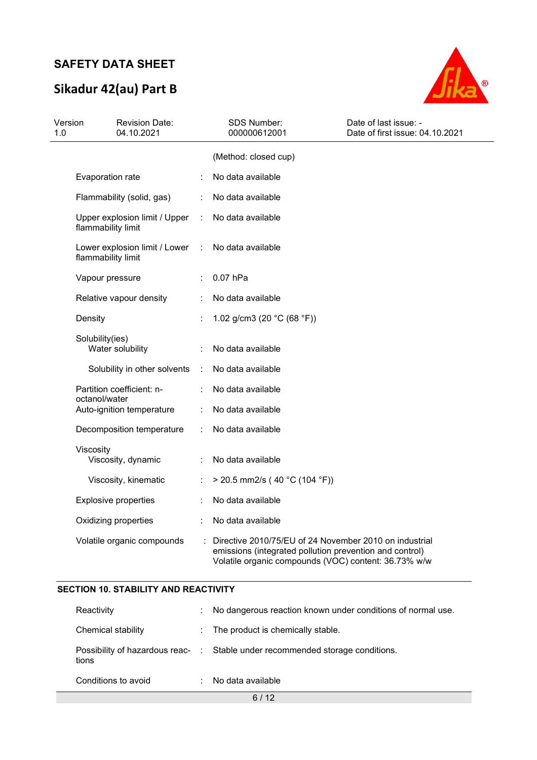| | | |
|---|---|---|
| | | (Method: closed cup) |
| Evaporation rate | : | No data available |
| Flammability (solid, gas) | : | No data available |
| Upper explosion limit / Upper flammability limit | : | No data available |
| Lower explosion limit / Lower flammability limit | : | No data available |
| Vapour pressure | : | 0.07 hPa |
| Relative vapour density | : | No data available |
| Density | : | 1.02 g/cm3 (20 °C (68 °F)) |
| Solubility(ies) | | |
| Water solubility | : | No data available |
| Solubility in other solvents | : | No data available |
| Partition coefficient: n-octanol/water | : | No data available |
| Auto-ignition temperature | : | No data available |
| Decomposition temperature | : | No data available |
| Viscosity | | |
| Viscosity, dynamic | : | No data available |
| Viscosity, kinematic | : | > 20.5 mm2/s ( 40 °C (104 °F)) |
| Explosive properties | : | No data available |
| Oxidizing properties | : | No data available |
| Volatile organic compounds | : | Directive 2010/75/EU of 24 November 2010 on industrial emissions (integrated pollution prevention and control) Volatile organic compounds (VOC) content: 36.73% w/w |

## SECTION 10. STABILITY AND REACTIVITY

| | | |
|---|---|---|
| Reactivity | : | No dangerous reaction known under conditions of normal use. |
| Chemical stability | : | The product is chemically stable. |
| Possibility of hazardous reactions | : | Stable under recommended storage conditions. |
| Conditions to avoid | : | No data available |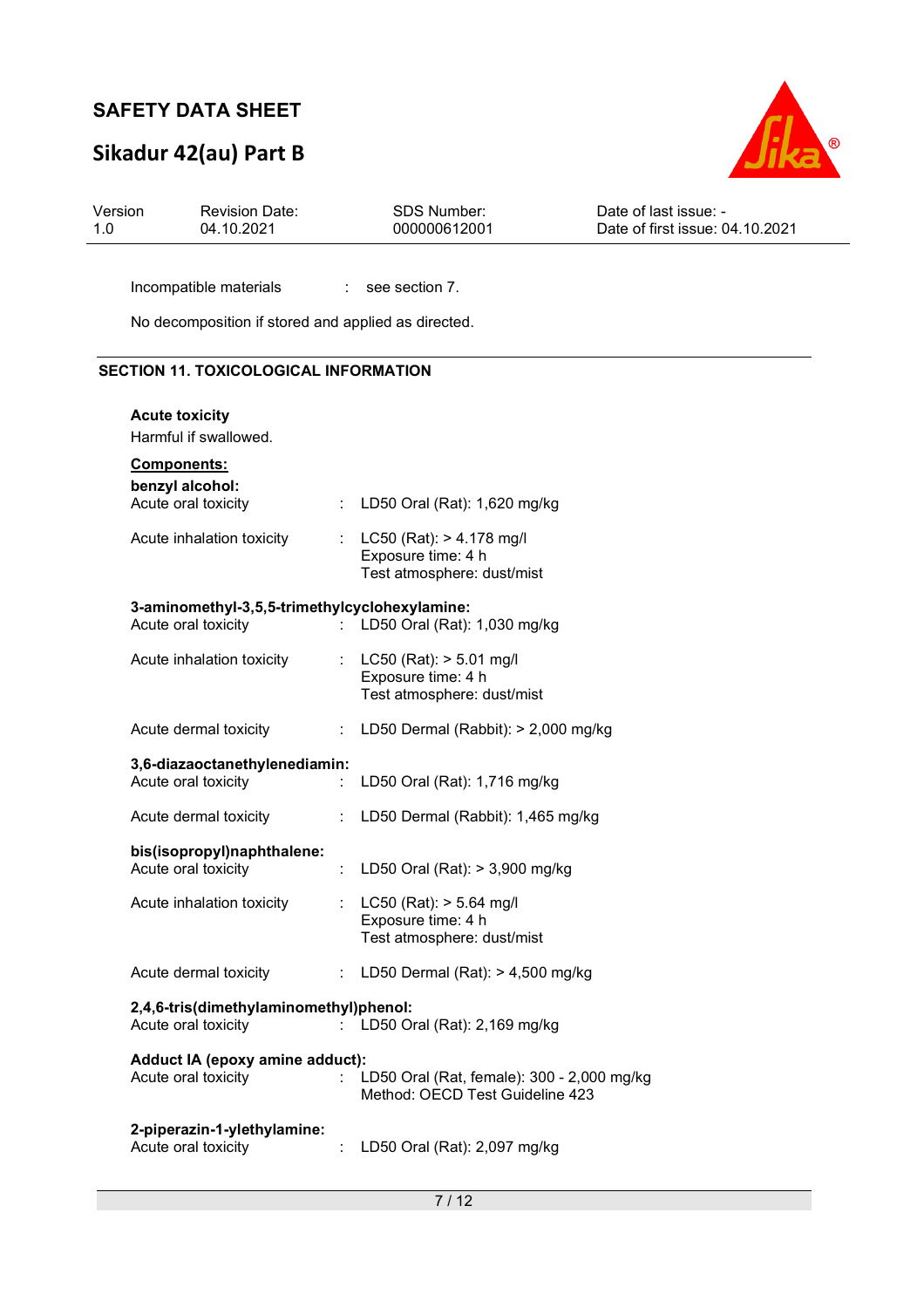Incompatible materials : see section 7.

No decomposition if stored and applied as directed.

## SECTION 11. TOXICOLOGICAL INFORMATION

**Acute toxicity**

Harmful if swallowed.

**Components:**

**benzyl alcohol:**

Acute oral toxicity : LD50 Oral (Rat): 1,620 mg/kg

Acute inhalation toxicity : LC50 (Rat): > 4.178 mg/l
Exposure time: 4 h
Test atmosphere: dust/mist

**3-aminomethyl-3,5,5-trimethylcyclohexylamine:**

Acute oral toxicity : LD50 Oral (Rat): 1,030 mg/kg

Acute inhalation toxicity : LC50 (Rat): > 5.01 mg/l
Exposure time: 4 h
Test atmosphere: dust/mist

Acute dermal toxicity : LD50 Dermal (Rabbit): > 2,000 mg/kg

**3,6-diazaoctanethylenediamin:**

Acute oral toxicity : LD50 Oral (Rat): 1,716 mg/kg

Acute dermal toxicity : LD50 Dermal (Rabbit): 1,465 mg/kg

**bis(isopropyl)naphthalene:**

Acute oral toxicity : LD50 Oral (Rat): > 3,900 mg/kg

Acute inhalation toxicity : LC50 (Rat): > 5.64 mg/l
Exposure time: 4 h
Test atmosphere: dust/mist

Acute dermal toxicity : LD50 Dermal (Rat): > 4,500 mg/kg

**2,4,6-tris(dimethylaminomethyl)phenol:**

Acute oral toxicity : LD50 Oral (Rat): 2,169 mg/kg

**Adduct IA (epoxy amine adduct):**

Acute oral toxicity : LD50 Oral (Rat, female): 300 - 2,000 mg/kg
Method: OECD Test Guideline 423

**2-piperazin-1-ylethylamine:**

Acute oral toxicity : LD50 Oral (Rat): 2,097 mg/kg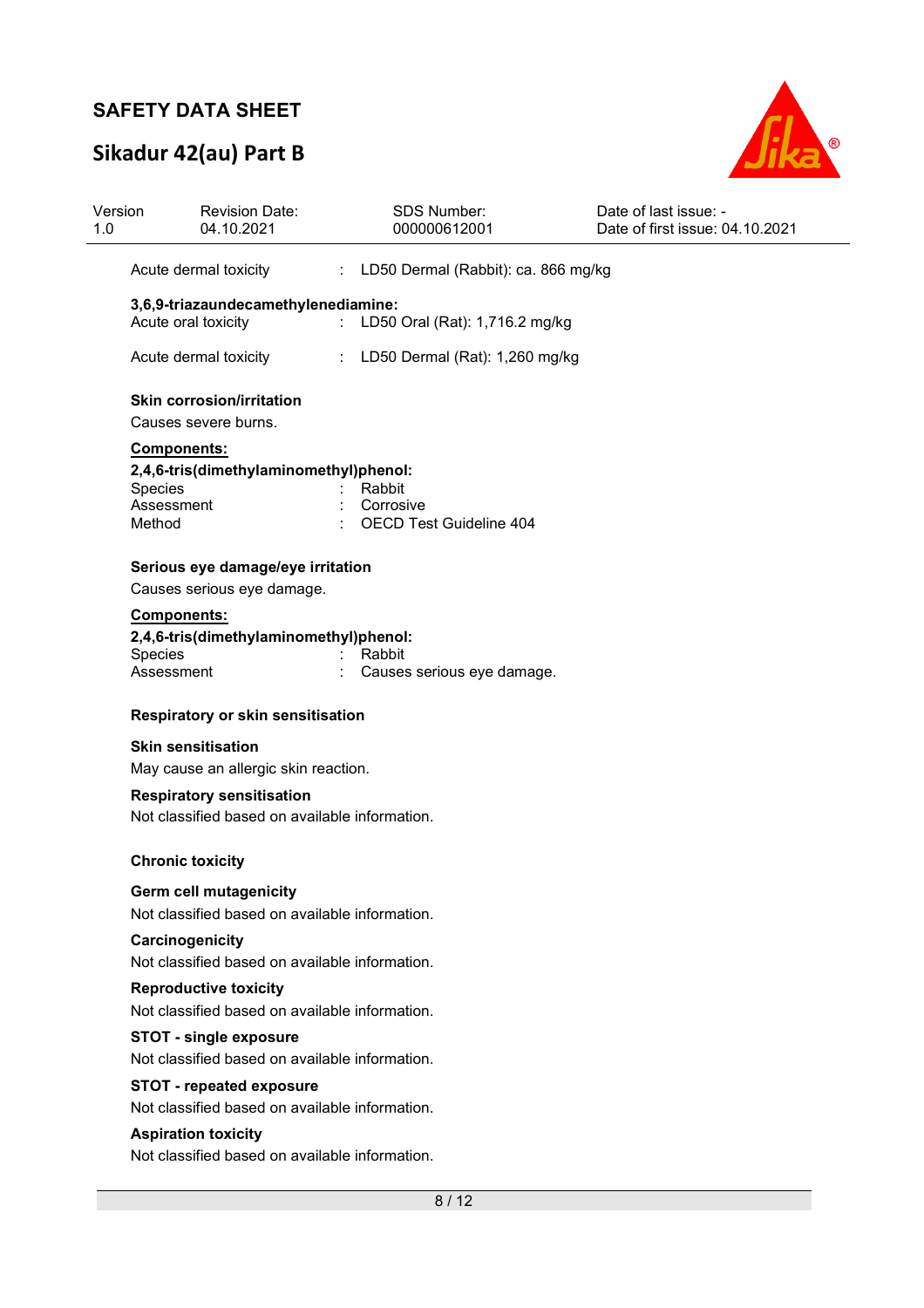Acute dermal toxicity : LD50 Dermal (Rabbit): ca. 866 mg/kg

**3,6,9-triazaundecamethylenediamine:**

Acute oral toxicity : LD50 Oral (Rat): 1,716.2 mg/kg

Acute dermal toxicity : LD50 Dermal (Rat): 1,260 mg/kg

**Skin corrosion/irritation**

Causes severe burns.

**Components:**

**2,4,6-tris(dimethylaminomethyl)phenol:**

Species : Rabbit
Assessment : Corrosive
Method : OECD Test Guideline 404

**Serious eye damage/eye irritation**

Causes serious eye damage.

**Components:**

**2,4,6-tris(dimethylaminomethyl)phenol:**

Species : Rabbit
Assessment : Causes serious eye damage.

**Respiratory or skin sensitisation**

**Skin sensitisation**

May cause an allergic skin reaction.

**Respiratory sensitisation**

Not classified based on available information.

**Chronic toxicity**

**Germ cell mutagenicity**

Not classified based on available information.

**Carcinogenicity**

Not classified based on available information.

**Reproductive toxicity**

Not classified based on available information.

**STOT - single exposure**

Not classified based on available information.

**STOT - repeated exposure**

Not classified based on available information.

**Aspiration toxicity**

Not classified based on available information.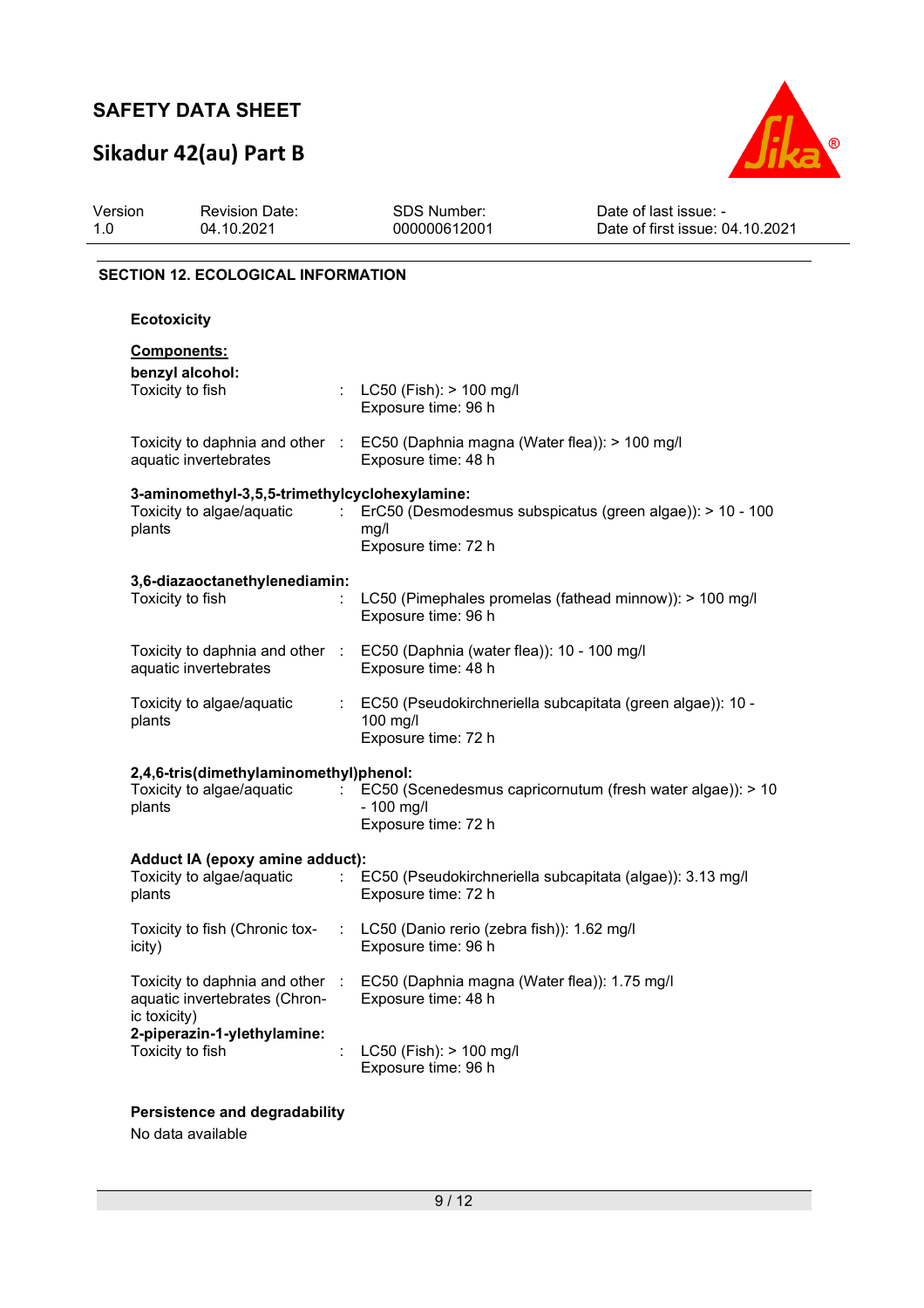## SECTION 12. ECOLOGICAL INFORMATION

### Ecotoxicity

**Components:**

**benzyl alcohol:**

| | | |
|---|---|---|
| Toxicity to fish | : | LC50 (Fish): > 100 mg/l<br>Exposure time: 96 h |
| Toxicity to daphnia and other aquatic invertebrates | : | EC50 (Daphnia magna (Water flea)): > 100 mg/l<br>Exposure time: 48 h |

**3-aminomethyl-3,5,5-trimethylcyclohexylamine:**

| | | |
|---|---|---|
| Toxicity to algae/aquatic plants | : | ErC50 (Desmodesmus subspicatus (green algae)): > 10 - 100 mg/l<br>Exposure time: 72 h |

**3,6-diazaoctanethylenediamin:**

| | | |
|---|---|---|
| Toxicity to fish | : | LC50 (Pimephales promelas (fathead minnow)): > 100 mg/l<br>Exposure time: 96 h |
| Toxicity to daphnia and other aquatic invertebrates | : | EC50 (Daphnia (water flea)): 10 - 100 mg/l<br>Exposure time: 48 h |
| Toxicity to algae/aquatic plants | : | EC50 (Pseudokirchneriella subcapitata (green algae)): 10 - 100 mg/l<br>Exposure time: 72 h |

**2,4,6-tris(dimethylaminomethyl)phenol:**

| | | |
|---|---|---|
| Toxicity to algae/aquatic plants | : | EC50 (Scenedesmus capricornutum (fresh water algae)): > 10 - 100 mg/l<br>Exposure time: 72 h |

**Adduct IA (epoxy amine adduct):**

| | | |
|---|---|---|
| Toxicity to algae/aquatic plants | : | EC50 (Pseudokirchneriella subcapitata (algae)): 3.13 mg/l<br>Exposure time: 72 h |
| Toxicity to fish (Chronic toxicity) | : | LC50 (Danio rerio (zebra fish)): 1.62 mg/l<br>Exposure time: 96 h |
| Toxicity to daphnia and other aquatic invertebrates (Chronic toxicity) | : | EC50 (Daphnia magna (Water flea)): 1.75 mg/l<br>Exposure time: 48 h |

**2-piperazin-1-ylethylamine:**

| | | |
|---|---|---|
| Toxicity to fish | : | LC50 (Fish): > 100 mg/l<br>Exposure time: 96 h |

### Persistence and degradability

No data available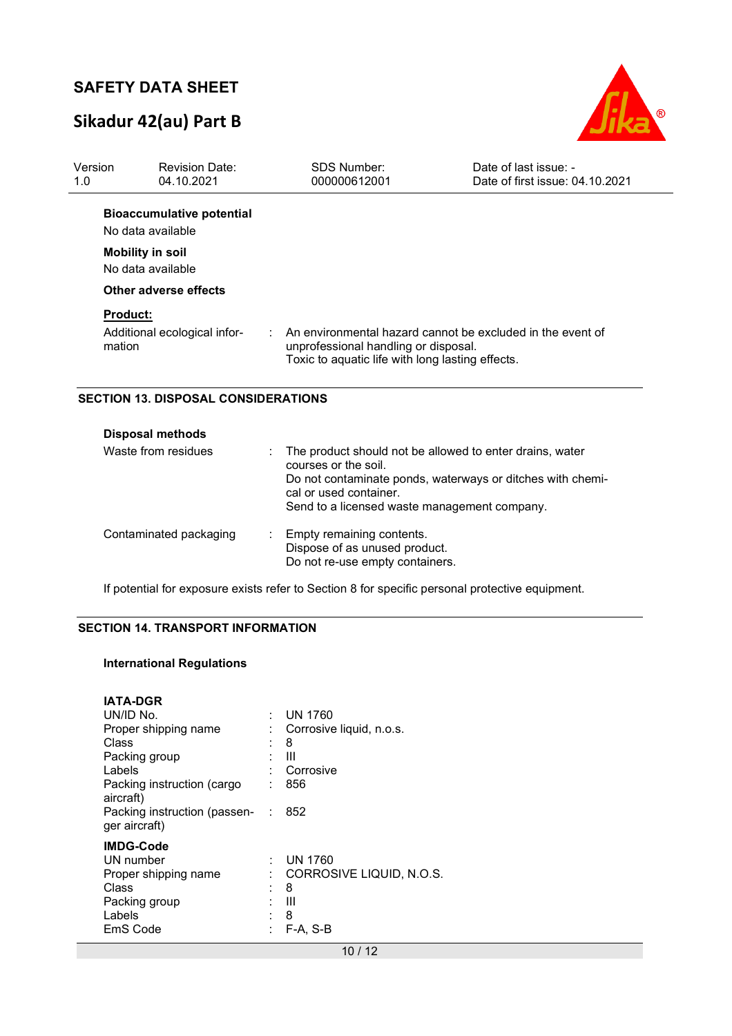### Bioaccumulative potential

No data available

### Mobility in soil

No data available

### Other adverse effects

**Product:**

| | |
|---|---|
| Additional ecological information | An environmental hazard cannot be excluded in the event of unprofessional handling or disposal.<br>Toxic to aquatic life with long lasting effects. |

## SECTION 13. DISPOSAL CONSIDERATIONS

### Disposal methods

| | |
|---|---|
| Waste from residues | The product should not be allowed to enter drains, water courses or the soil.<br>Do not contaminate ponds, waterways or ditches with chemical or used container.<br>Send to a licensed waste management company. |
| Contaminated packaging | Empty remaining contents.<br>Dispose of as unused product.<br>Do not re-use empty containers. |

If potential for exposure exists refer to Section 8 for specific personal protective equipment.

## SECTION 14. TRANSPORT INFORMATION

### International Regulations

**IATA-DGR**

| | |
|---|---|
| UN/ID No. | UN 1760 |
| Proper shipping name | Corrosive liquid, n.o.s. |
| Class | 8 |
| Packing group | III |
| Labels | Corrosive |
| Packing instruction (cargo aircraft) | 856 |
| Packing instruction (passenger aircraft) | 852 |

**IMDG-Code**

| | |
|---|---|
| UN number | UN 1760 |
| Proper shipping name | CORROSIVE LIQUID, N.O.S. |
| Class | 8 |
| Packing group | III |
| Labels | 8 |
| EmS Code | F-A, S-B |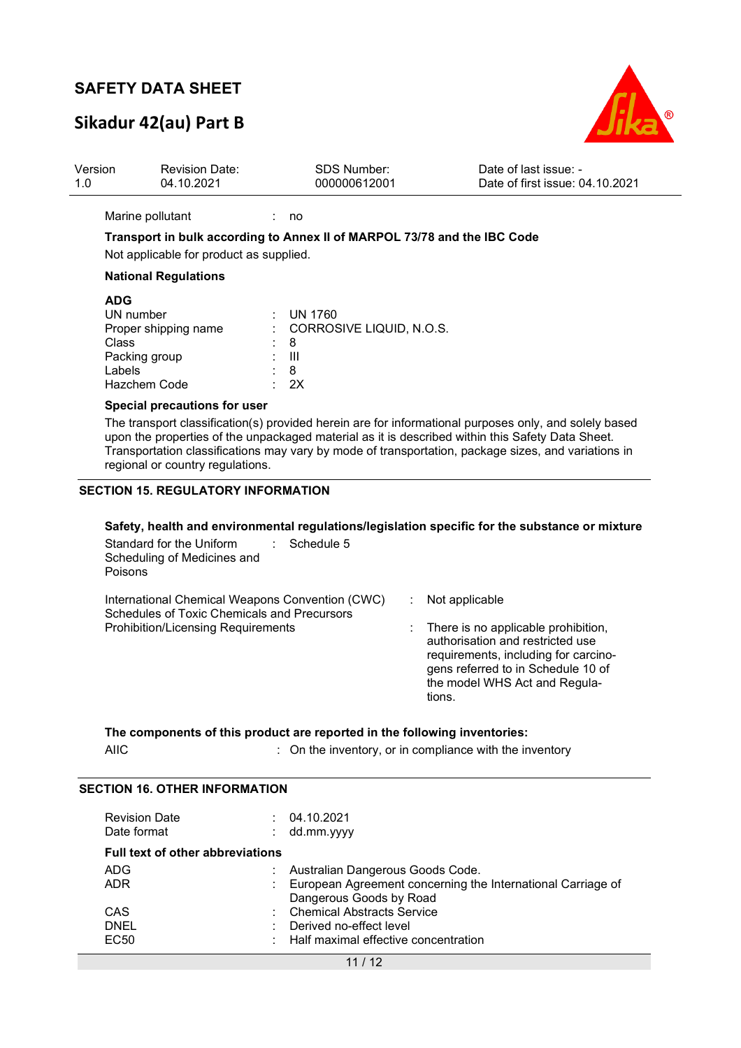| | | |
|---|---|---|
| Marine pollutant | : | no |

**Transport in bulk according to Annex II of MARPOL 73/78 and the IBC Code**

Not applicable for product as supplied.

**National Regulations**

**ADG**

| | | |
|---|---|---|
| UN number | : | UN 1760 |
| Proper shipping name | : | CORROSIVE LIQUID, N.O.S. |
| Class | : | 8 |
| Packing group | : | III |
| Labels | : | 8 |
| Hazchem Code | : | 2X |

**Special precautions for user**

The transport classification(s) provided herein are for informational purposes only, and solely based upon the properties of the unpackaged material as it is described within this Safety Data Sheet. Transportation classifications may vary by mode of transportation, package sizes, and variations in regional or country regulations.

## SECTION 15. REGULATORY INFORMATION

**Safety, health and environmental regulations/legislation specific for the substance or mixture**

| | | |
|---|---|---|
| Standard for the Uniform Scheduling of Medicines and Poisons | : | Schedule 5 |
| International Chemical Weapons Convention (CWC) Schedules of Toxic Chemicals and Precursors | : | Not applicable |
| Prohibition/Licensing Requirements | : | There is no applicable prohibition, authorisation and restricted use requirements, including for carcinogens referred to in Schedule 10 of the model WHS Act and Regulations. |

**The components of this product are reported in the following inventories:**

| | | |
|---|---|---|
| AIIC | : | On the inventory, or in compliance with the inventory |

## SECTION 16. OTHER INFORMATION

| | | |
|---|---|---|
| Revision Date | : | 04.10.2021 |
| Date format | : | dd.mm.yyyy |

**Full text of other abbreviations**

| | | |
|---|---|---|
| ADG | : | Australian Dangerous Goods Code. |
| ADR | : | European Agreement concerning the International Carriage of Dangerous Goods by Road |
| CAS | : | Chemical Abstracts Service |
| DNEL | : | Derived no-effect level |
| EC50 | : | Half maximal effective concentration |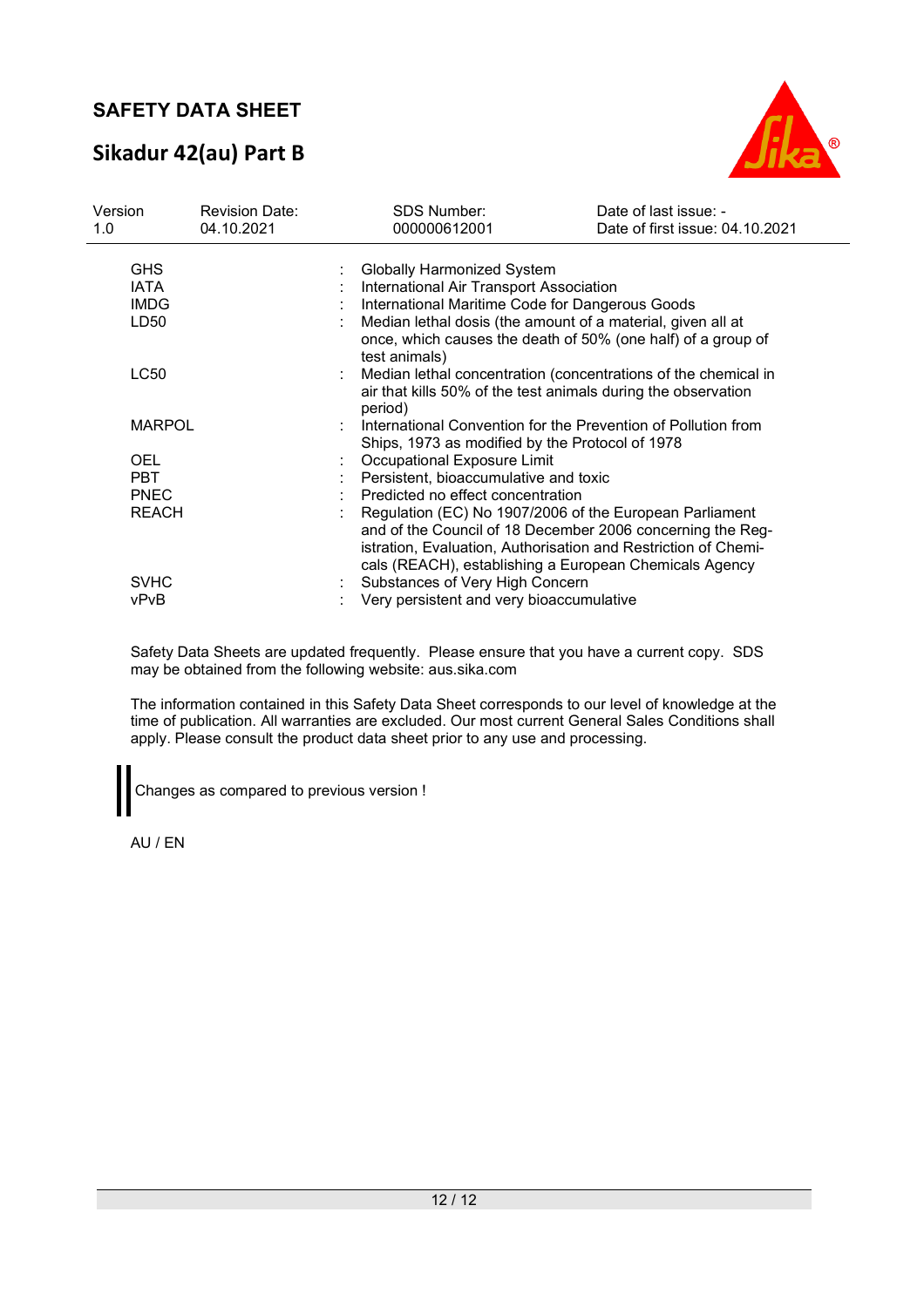| | | |
|---|---|---|
| GHS | : | Globally Harmonized System |
| IATA | : | International Air Transport Association |
| IMDG | : | International Maritime Code for Dangerous Goods |
| LD50 | : | Median lethal dosis (the amount of a material, given all at once, which causes the death of 50% (one half) of a group of test animals) |
| LC50 | : | Median lethal concentration (concentrations of the chemical in air that kills 50% of the test animals during the observation period) |
| MARPOL | : | International Convention for the Prevention of Pollution from Ships, 1973 as modified by the Protocol of 1978 |
| OEL | : | Occupational Exposure Limit |
| PBT | : | Persistent, bioaccumulative and toxic |
| PNEC | : | Predicted no effect concentration |
| REACH | : | Regulation (EC) No 1907/2006 of the European Parliament and of the Council of 18 December 2006 concerning the Registration, Evaluation, Authorisation and Restriction of Chemicals (REACH), establishing a European Chemicals Agency |
| SVHC | : | Substances of Very High Concern |
| vPvB | : | Very persistent and very bioaccumulative |

Safety Data Sheets are updated frequently. Please ensure that you have a current copy. SDS may be obtained from the following website: aus.sika.com

The information contained in this Safety Data Sheet corresponds to our level of knowledge at the time of publication. All warranties are excluded. Our most current General Sales Conditions shall apply. Please consult the product data sheet prior to any use and processing.

Changes as compared to previous version !

AU / EN